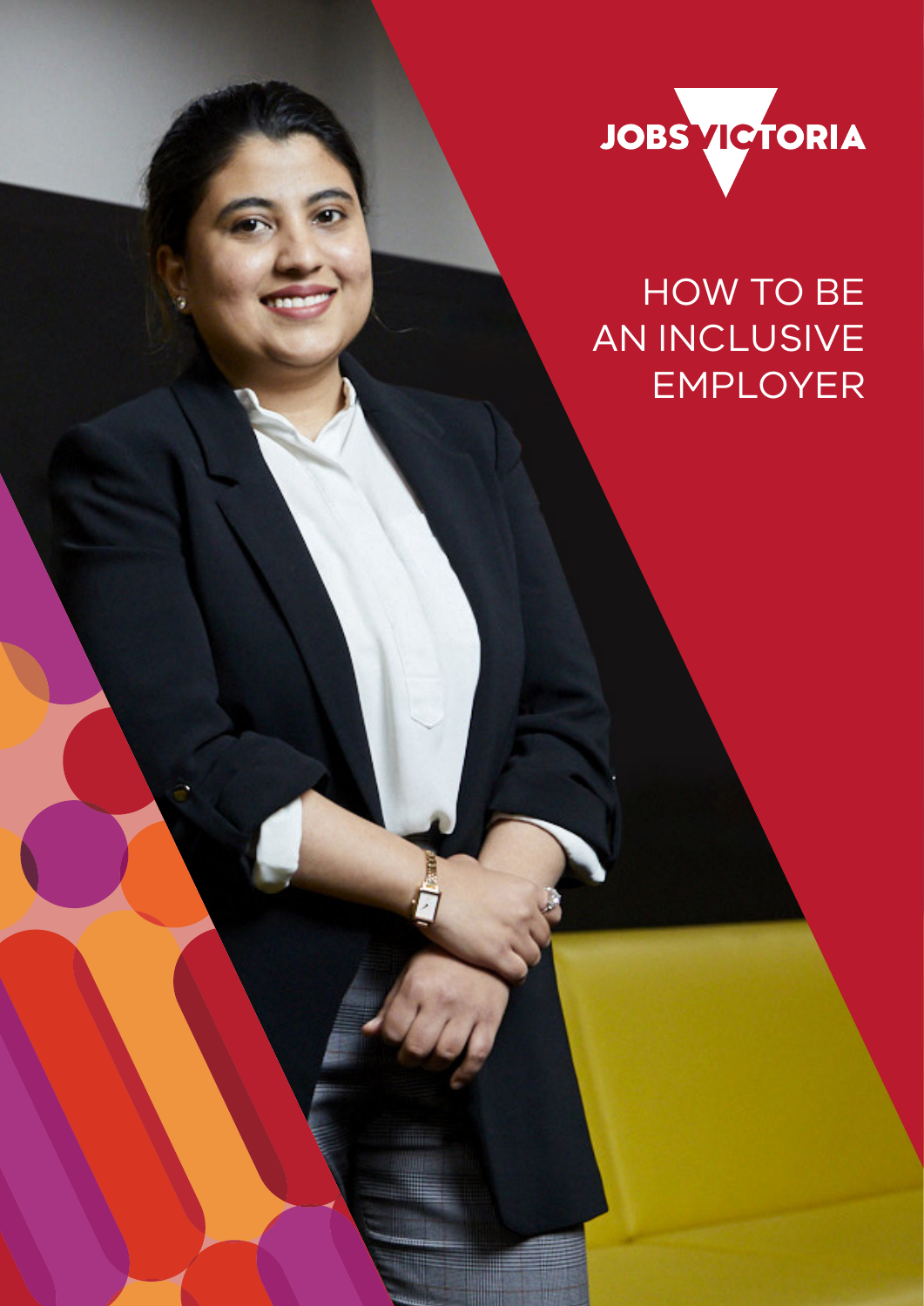JOBS VICTORIA

# HOW TO BE AN INCLUSIVE EMPLOYER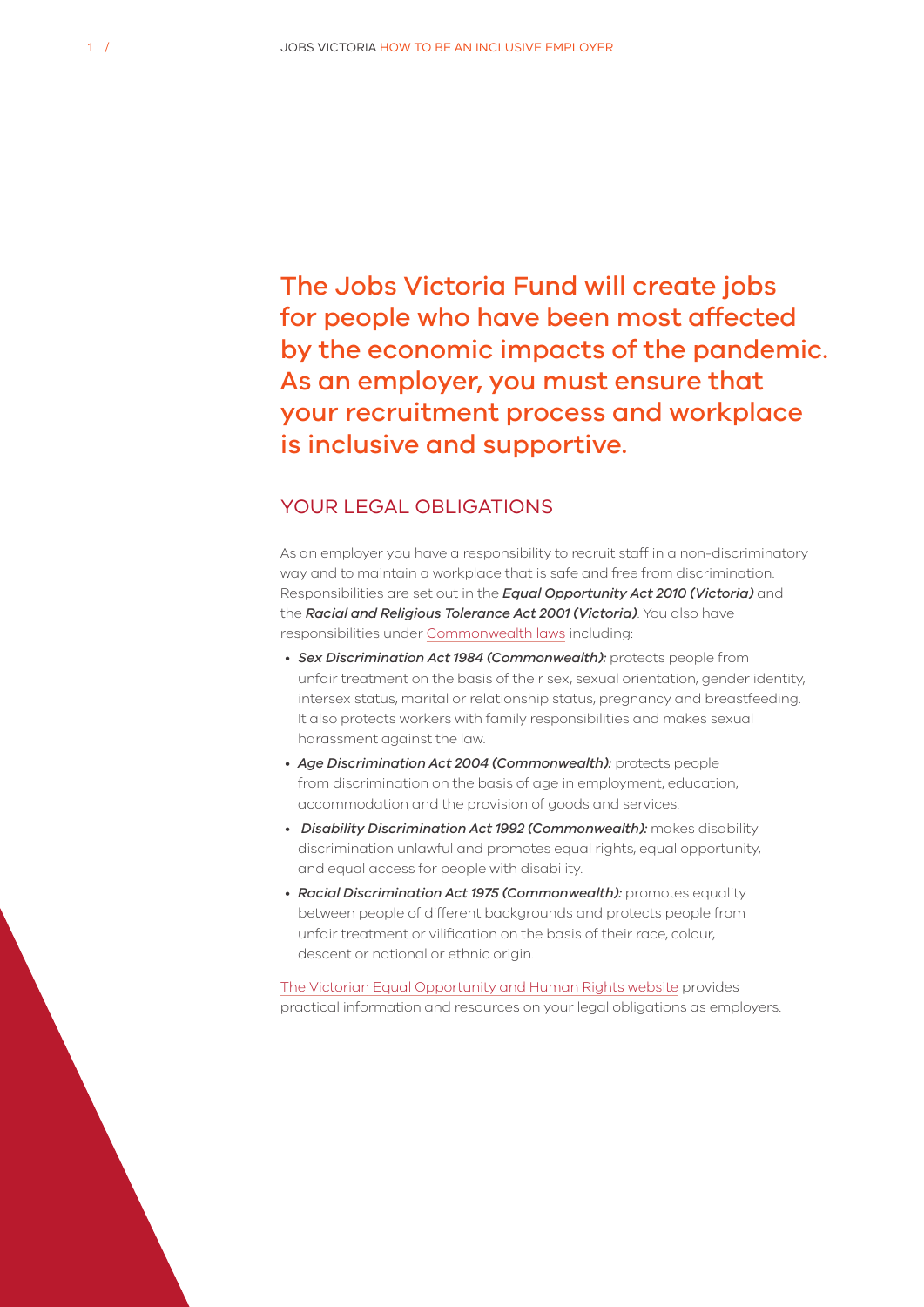## The Jobs Victoria Fund will create jobs for people who have been most affected by the economic impacts of the pandemic. As an employer, you must ensure that your recruitment process and workplace is inclusive and supportive.

### YOUR LEGAL OBLIGATIONS

As an employer you have a responsibility to recruit staff in a non-discriminatory way and to maintain a workplace that is safe and free from discrimination. Responsibilities are set out in the ***Equal Opportunity Act 2010 (Victoria)*** and the ***Racial and Religious Tolerance Act 2001 (Victoria)***. You also have responsibilities under Commonwealth laws including:

- ***Sex Discrimination Act 1984 (Commonwealth):*** protects people from unfair treatment on the basis of their sex, sexual orientation, gender identity, intersex status, marital or relationship status, pregnancy and breastfeeding. It also protects workers with family responsibilities and makes sexual harassment against the law.
- ***Age Discrimination Act 2004 (Commonwealth):*** protects people from discrimination on the basis of age in employment, education, accommodation and the provision of goods and services.
- ***Disability Discrimination Act 1992 (Commonwealth):*** makes disability discrimination unlawful and promotes equal rights, equal opportunity, and equal access for people with disability.
- ***Racial Discrimination Act 1975 (Commonwealth):*** promotes equality between people of different backgrounds and protects people from unfair treatment or vilification on the basis of their race, colour, descent or national or ethnic origin.

The Victorian Equal Opportunity and Human Rights website provides practical information and resources on your legal obligations as employers.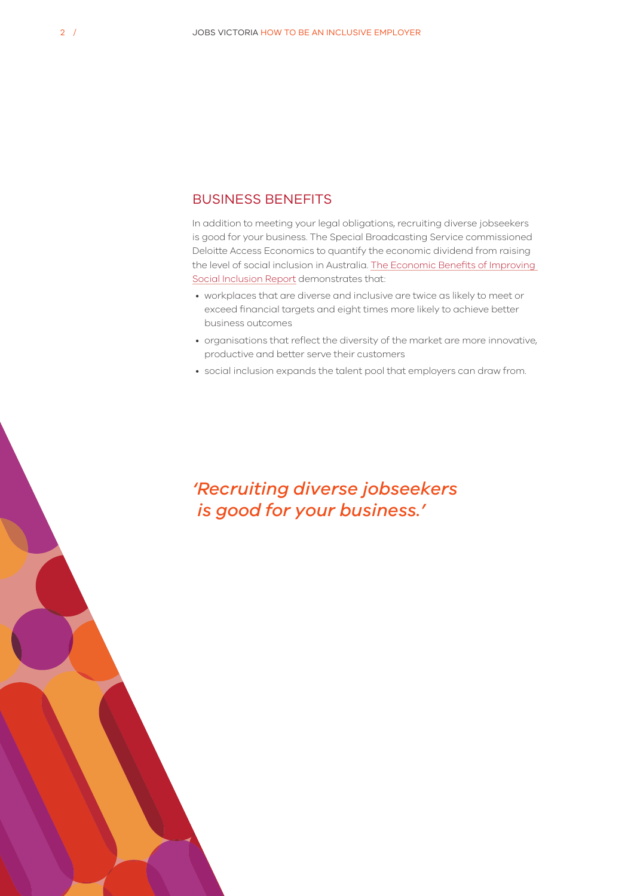## BUSINESS BENEFITS

In addition to meeting your legal obligations, recruiting diverse jobseekers is good for your business. The Special Broadcasting Service commissioned Deloitte Access Economics to quantify the economic dividend from raising the level of social inclusion in Australia. The Economic Benefits of Improving Social Inclusion Report demonstrates that:

- workplaces that are diverse and inclusive are twice as likely to meet or exceed financial targets and eight times more likely to achieve better business outcomes
- organisations that reflect the diversity of the market are more innovative, productive and better serve their customers
- social inclusion expands the talent pool that employers can draw from.

*'Recruiting diverse jobseekers is good for your business.'*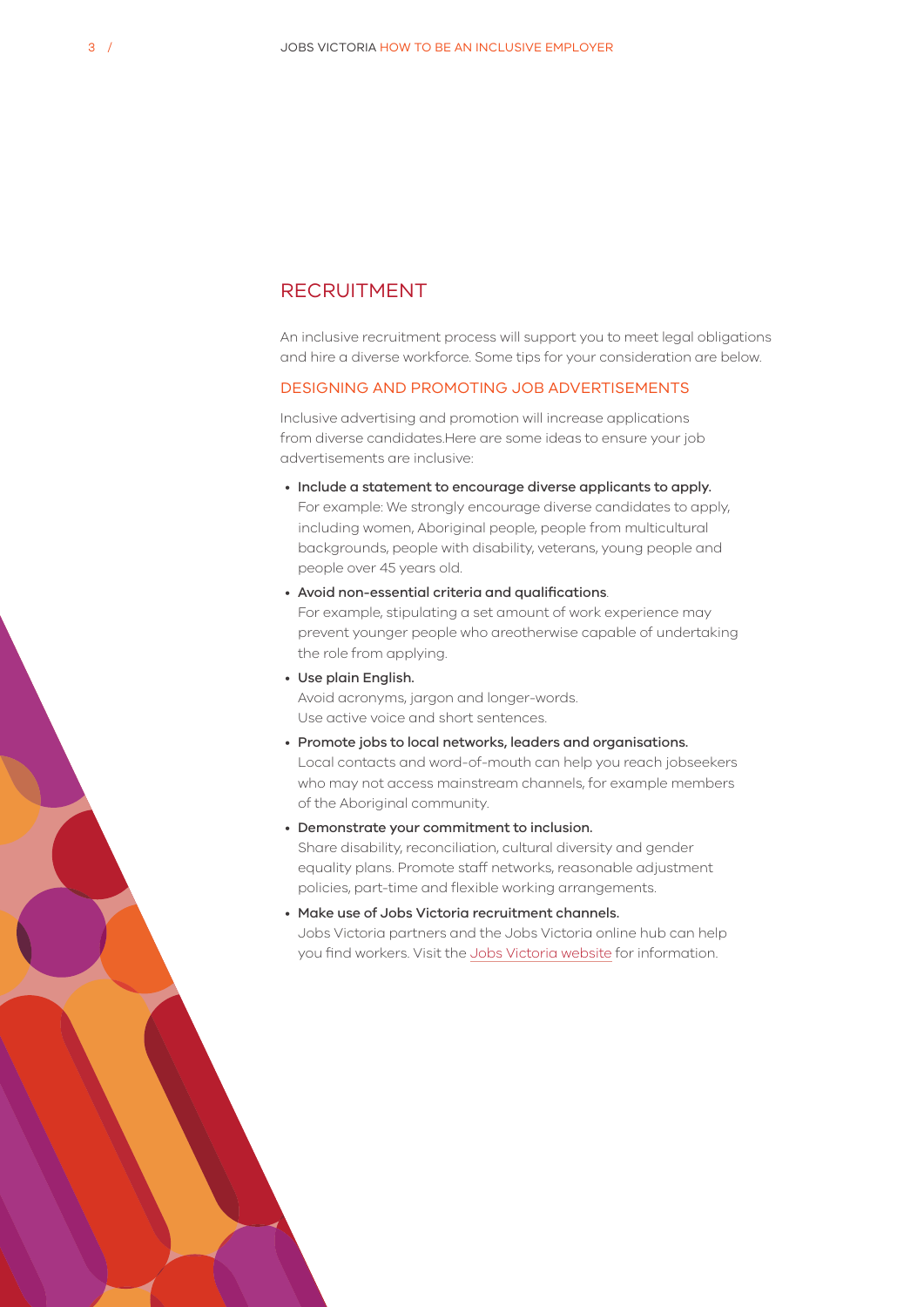## RECRUITMENT

An inclusive recruitment process will support you to meet legal obligations and hire a diverse workforce. Some tips for your consideration are below.

### DESIGNING AND PROMOTING JOB ADVERTISEMENTS

Inclusive advertising and promotion will increase applications from diverse candidates.Here are some ideas to ensure your job advertisements are inclusive:

- **Include a statement to encourage diverse applicants to apply.** For example: We strongly encourage diverse candidates to apply, including women, Aboriginal people, people from multicultural backgrounds, people with disability, veterans, young people and people over 45 years old.
- **Avoid non-essential criteria and qualifications**. For example, stipulating a set amount of work experience may prevent younger people who areotherwise capable of undertaking the role from applying.
- **Use plain English.** Avoid acronyms, jargon and longer-words. Use active voice and short sentences.
- **Promote jobs to local networks, leaders and organisations.** Local contacts and word-of-mouth can help you reach jobseekers who may not access mainstream channels, for example members of the Aboriginal community.
- **Demonstrate your commitment to inclusion.** Share disability, reconciliation, cultural diversity and gender equality plans. Promote staff networks, reasonable adjustment policies, part-time and flexible working arrangements.
- **Make use of Jobs Victoria recruitment channels.** Jobs Victoria partners and the Jobs Victoria online hub can help you find workers. Visit the Jobs Victoria website for information.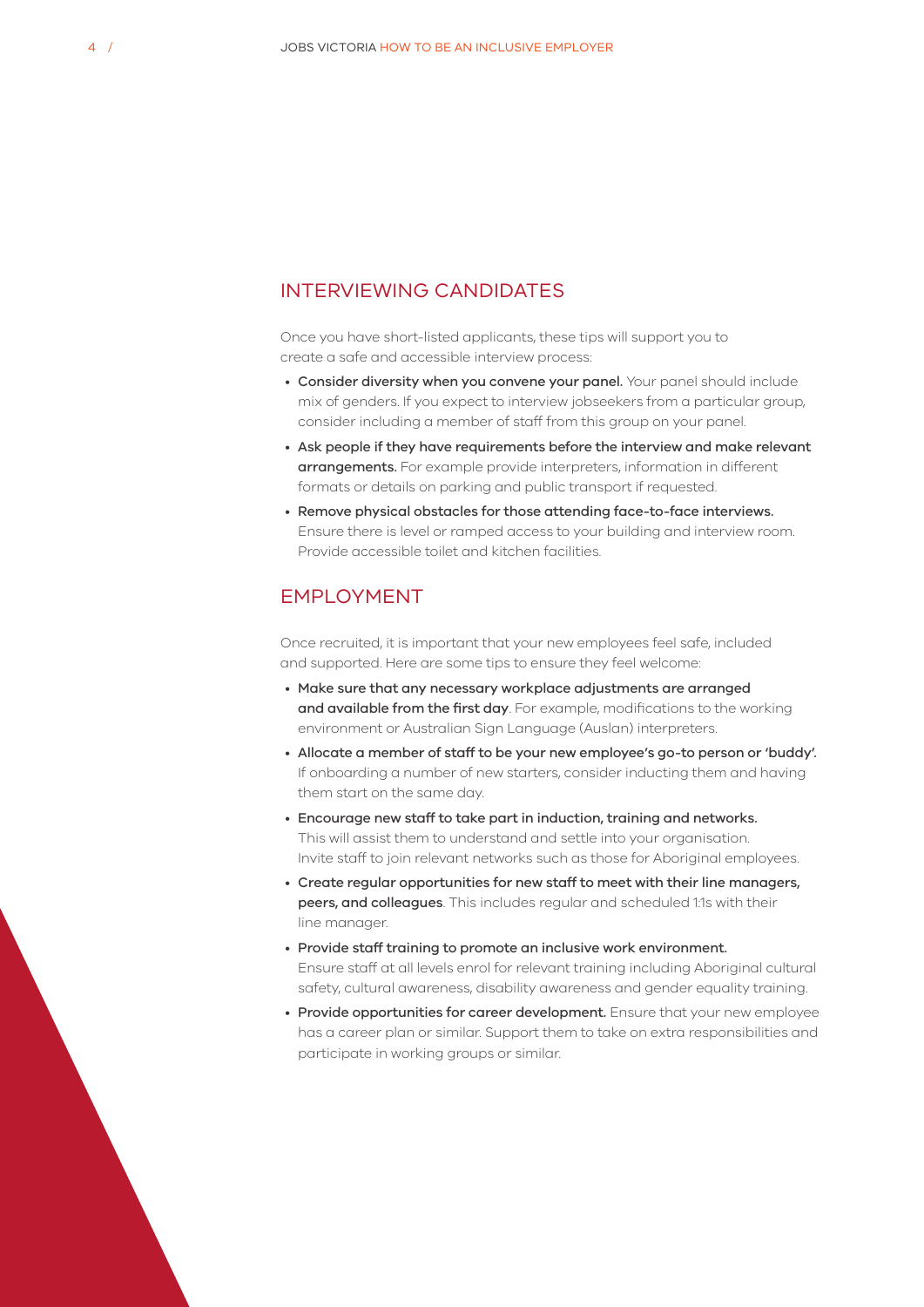## INTERVIEWING CANDIDATES

Once you have short-listed applicants, these tips will support you to create a safe and accessible interview process:

- **Consider diversity when you convene your panel.** Your panel should include mix of genders. If you expect to interview jobseekers from a particular group, consider including a member of staff from this group on your panel.
- **Ask people if they have requirements before the interview and make relevant arrangements.** For example provide interpreters, information in different formats or details on parking and public transport if requested.
- **Remove physical obstacles for those attending face-to-face interviews.** Ensure there is level or ramped access to your building and interview room. Provide accessible toilet and kitchen facilities.

## EMPLOYMENT

Once recruited, it is important that your new employees feel safe, included and supported. Here are some tips to ensure they feel welcome:

- **Make sure that any necessary workplace adjustments are arranged and available from the first day**. For example, modifications to the working environment or Australian Sign Language (Auslan) interpreters.
- **Allocate a member of staff to be your new employee's go-to person or 'buddy'.** If onboarding a number of new starters, consider inducting them and having them start on the same day.
- **Encourage new staff to take part in induction, training and networks.** This will assist them to understand and settle into your organisation. Invite staff to join relevant networks such as those for Aboriginal employees.
- **Create regular opportunities for new staff to meet with their line managers, peers, and colleagues**. This includes regular and scheduled 1:1s with their line manager.
- **Provide staff training to promote an inclusive work environment.** Ensure staff at all levels enrol for relevant training including Aboriginal cultural safety, cultural awareness, disability awareness and gender equality training.
- **Provide opportunities for career development.** Ensure that your new employee has a career plan or similar. Support them to take on extra responsibilities and participate in working groups or similar.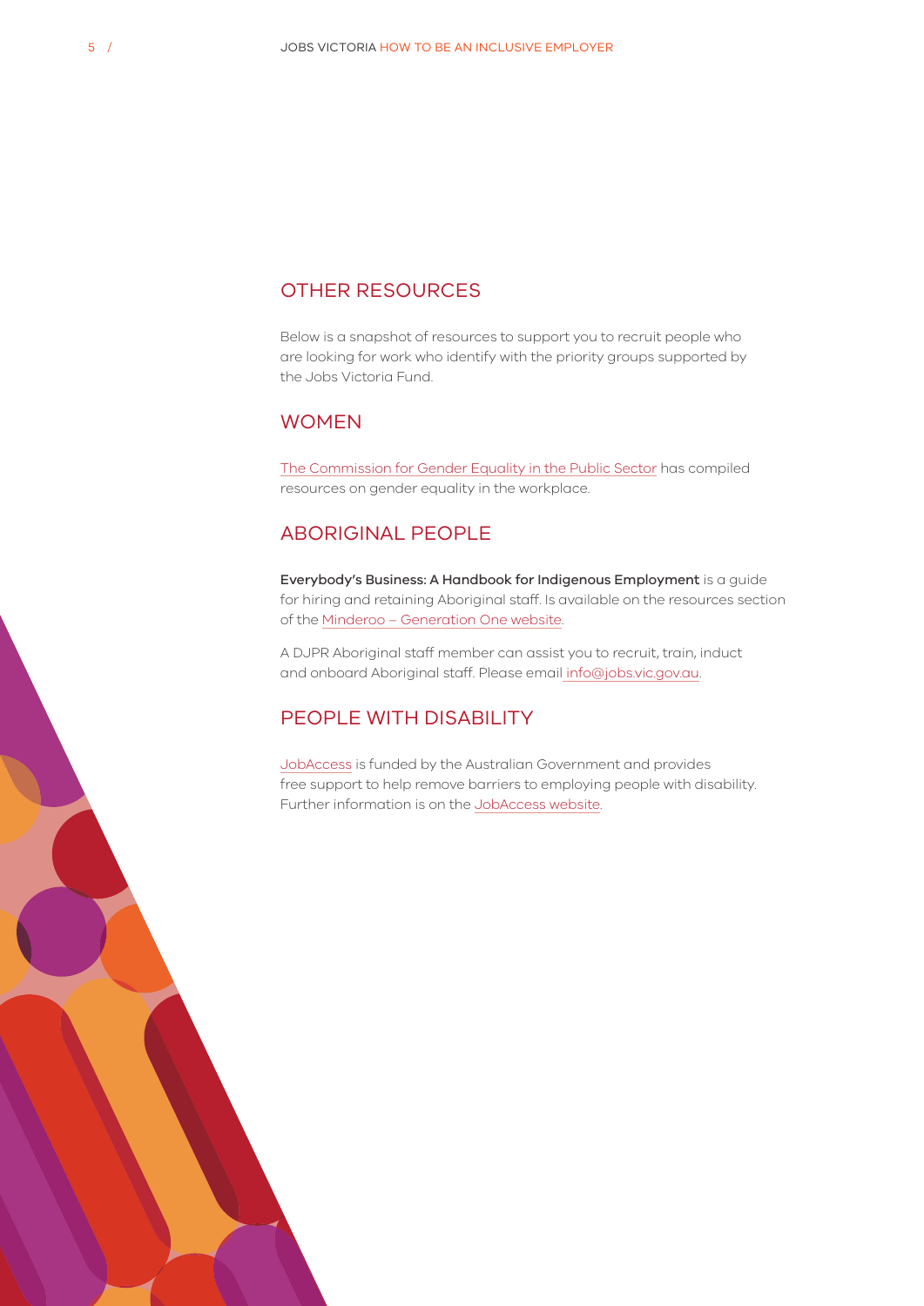## OTHER RESOURCES

Below is a snapshot of resources to support you to recruit people who are looking for work who identify with the priority groups supported by the Jobs Victoria Fund.

## WOMEN

The Commission for Gender Equality in the Public Sector has compiled resources on gender equality in the workplace.

## ABORIGINAL PEOPLE

**Everybody's Business: A Handbook for Indigenous Employment** is a guide for hiring and retaining Aboriginal staff. Is available on the resources section of the Minderoo – Generation One website.

A DJPR Aboriginal staff member can assist you to recruit, train, induct and onboard Aboriginal staff. Please email info@jobs.vic.gov.au.

## PEOPLE WITH DISABILITY

JobAccess is funded by the Australian Government and provides free support to help remove barriers to employing people with disability. Further information is on the JobAccess website.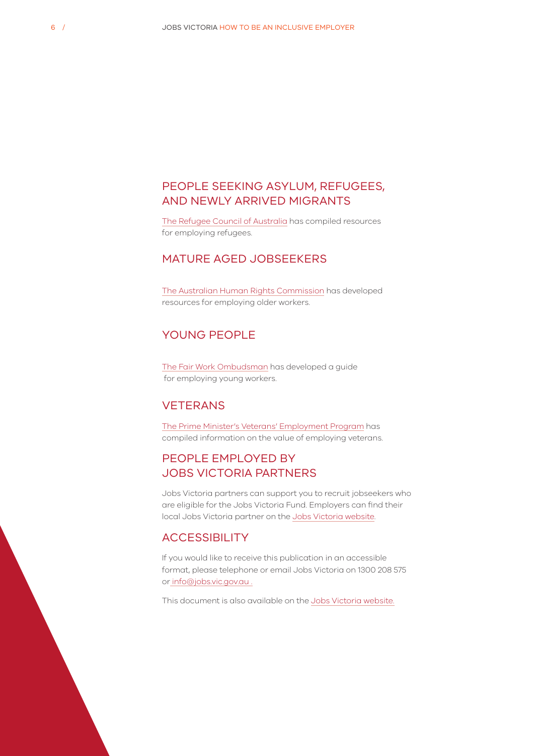## PEOPLE SEEKING ASYLUM, REFUGEES, AND NEWLY ARRIVED MIGRANTS

The Refugee Council of Australia has compiled resources for employing refugees.

## MATURE AGED JOBSEEKERS

The Australian Human Rights Commission has developed resources for employing older workers.

## YOUNG PEOPLE

The Fair Work Ombudsman has developed a guide for employing young workers.

## VETERANS

The Prime Minister's Veterans' Employment Program has compiled information on the value of employing veterans.

## PEOPLE EMPLOYED BY JOBS VICTORIA PARTNERS

Jobs Victoria partners can support you to recruit jobseekers who are eligible for the Jobs Victoria Fund. Employers can find their local Jobs Victoria partner on the Jobs Victoria website.

## ACCESSIBILITY

If you would like to receive this publication in an accessible format, please telephone or email Jobs Victoria on 1300 208 575 or info@jobs.vic.gov.au .

This document is also available on the Jobs Victoria website.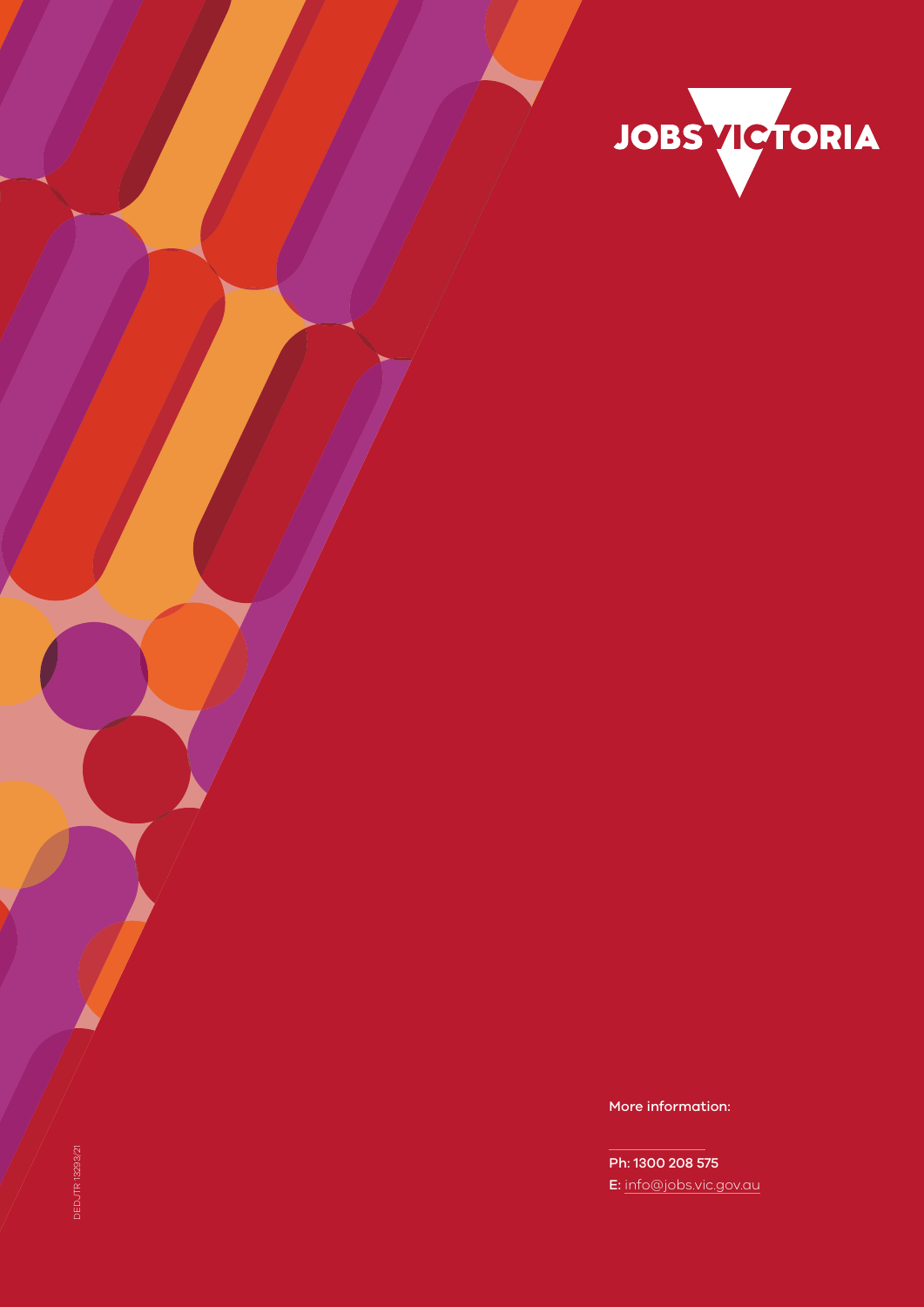JOBS VICTORIA

More information:

Ph: 1300 208 575
E: info@jobs.vic.gov.au

DEDJTR 13293/21